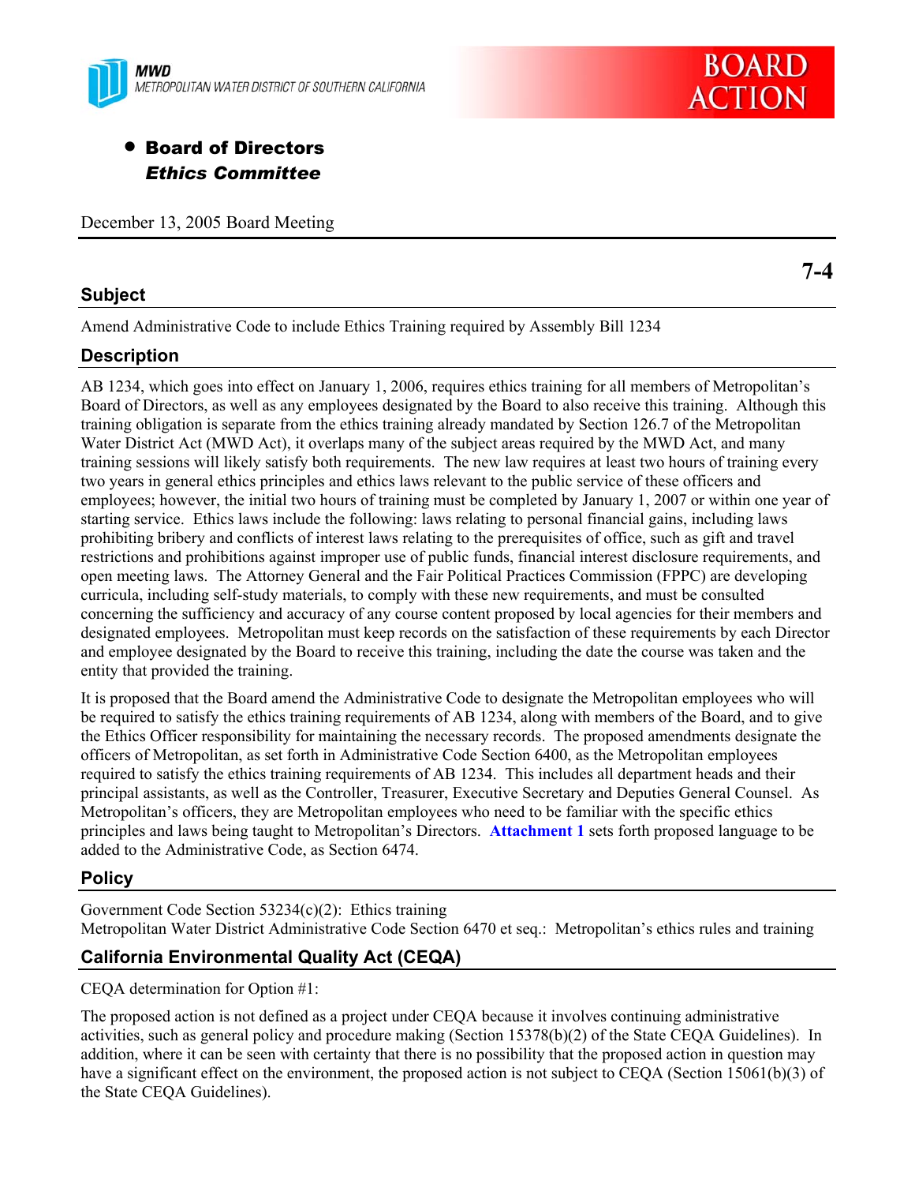MWD
METROPOLITAN WATER DISTRICT OF SOUTHERN CALIFORNIA

**BOARD ACTION**

- **Board of Directors**
  ***Ethics Committee***

December 13, 2005 Board Meeting

**7-4**

## Subject

Amend Administrative Code to include Ethics Training required by Assembly Bill 1234

## Description

AB 1234, which goes into effect on January 1, 2006, requires ethics training for all members of Metropolitan's Board of Directors, as well as any employees designated by the Board to also receive this training. Although this training obligation is separate from the ethics training already mandated by Section 126.7 of the Metropolitan Water District Act (MWD Act), it overlaps many of the subject areas required by the MWD Act, and many training sessions will likely satisfy both requirements. The new law requires at least two hours of training every two years in general ethics principles and ethics laws relevant to the public service of these officers and employees; however, the initial two hours of training must be completed by January 1, 2007 or within one year of starting service. Ethics laws include the following: laws relating to personal financial gains, including laws prohibiting bribery and conflicts of interest laws relating to the prerequisites of office, such as gift and travel restrictions and prohibitions against improper use of public funds, financial interest disclosure requirements, and open meeting laws. The Attorney General and the Fair Political Practices Commission (FPPC) are developing curricula, including self-study materials, to comply with these new requirements, and must be consulted concerning the sufficiency and accuracy of any course content proposed by local agencies for their members and designated employees. Metropolitan must keep records on the satisfaction of these requirements by each Director and employee designated by the Board to receive this training, including the date the course was taken and the entity that provided the training.

It is proposed that the Board amend the Administrative Code to designate the Metropolitan employees who will be required to satisfy the ethics training requirements of AB 1234, along with members of the Board, and to give the Ethics Officer responsibility for maintaining the necessary records. The proposed amendments designate the officers of Metropolitan, as set forth in Administrative Code Section 6400, as the Metropolitan employees required to satisfy the ethics training requirements of AB 1234. This includes all department heads and their principal assistants, as well as the Controller, Treasurer, Executive Secretary and Deputies General Counsel. As Metropolitan's officers, they are Metropolitan employees who need to be familiar with the specific ethics principles and laws being taught to Metropolitan's Directors. **Attachment 1** sets forth proposed language to be added to the Administrative Code, as Section 6474.

## Policy

Government Code Section 53234(c)(2): Ethics training
Metropolitan Water District Administrative Code Section 6470 et seq.: Metropolitan's ethics rules and training

## California Environmental Quality Act (CEQA)

CEQA determination for Option #1:

The proposed action is not defined as a project under CEQA because it involves continuing administrative activities, such as general policy and procedure making (Section 15378(b)(2) of the State CEQA Guidelines). In addition, where it can be seen with certainty that there is no possibility that the proposed action in question may have a significant effect on the environment, the proposed action is not subject to CEQA (Section 15061(b)(3) of the State CEQA Guidelines).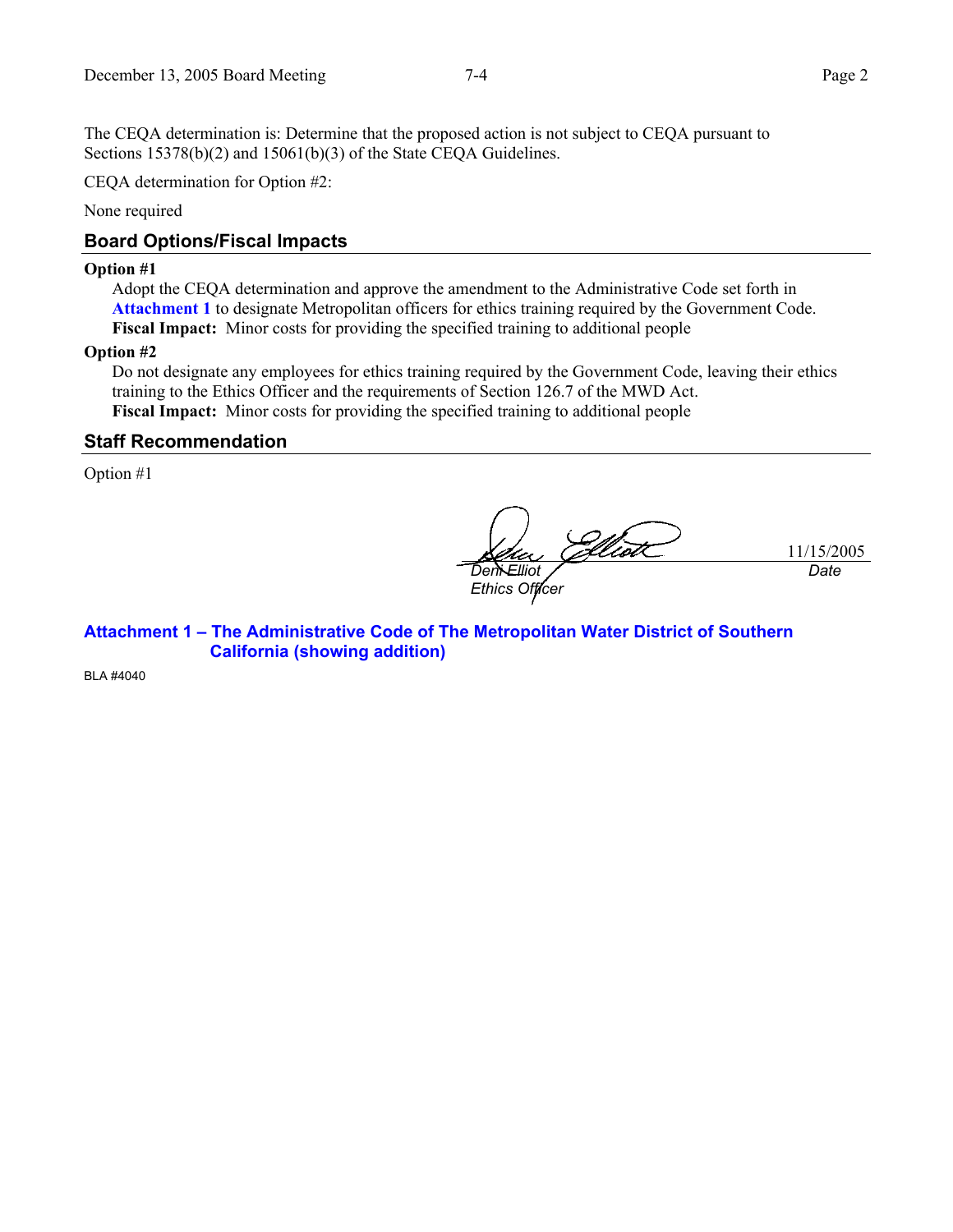The CEQA determination is: Determine that the proposed action is not subject to CEQA pursuant to Sections 15378(b)(2) and 15061(b)(3) of the State CEQA Guidelines.

CEQA determination for Option #2:

None required

## Board Options/Fiscal Impacts

**Option #1**

Adopt the CEQA determination and approve the amendment to the Administrative Code set forth in **Attachment 1** to designate Metropolitan officers for ethics training required by the Government Code.
**Fiscal Impact:** Minor costs for providing the specified training to additional people

**Option #2**

Do not designate any employees for ethics training required by the Government Code, leaving their ethics training to the Ethics Officer and the requirements of Section 126.7 of the MWD Act.
**Fiscal Impact:** Minor costs for providing the specified training to additional people

## Staff Recommendation

Option #1

| | |
|---|---|
| *Deni Elliot* | 11/15/2005 |
| *Ethics Officer* | *Date* |

**Attachment 1 – The Administrative Code of The Metropolitan Water District of Southern California (showing addition)**

BLA #4040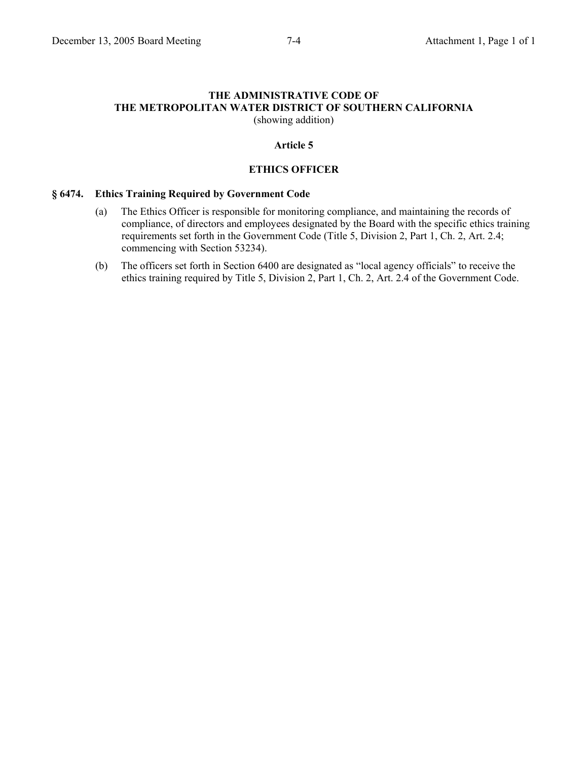# THE ADMINISTRATIVE CODE OF THE METROPOLITAN WATER DISTRICT OF SOUTHERN CALIFORNIA

(showing addition)

## Article 5

## ETHICS OFFICER

### § 6474. Ethics Training Required by Government Code

(a) The Ethics Officer is responsible for monitoring compliance, and maintaining the records of compliance, of directors and employees designated by the Board with the specific ethics training requirements set forth in the Government Code (Title 5, Division 2, Part 1, Ch. 2, Art. 2.4; commencing with Section 53234).

(b) The officers set forth in Section 6400 are designated as "local agency officials" to receive the ethics training required by Title 5, Division 2, Part 1, Ch. 2, Art. 2.4 of the Government Code.